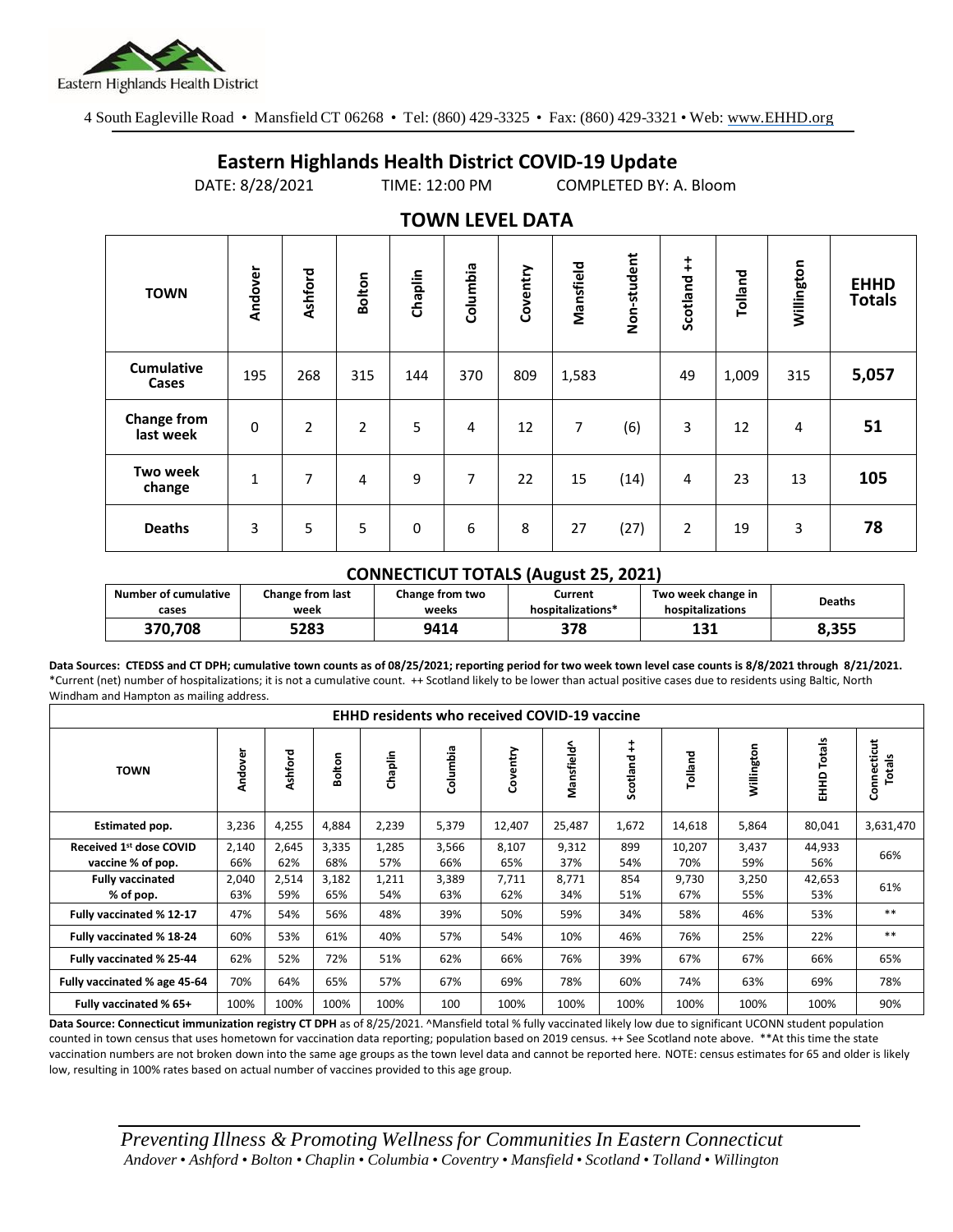Eastern Highlands Health District

4 South Eagleville Road • Mansfield CT 06268 • Tel: (860) 429-3325 • Fax: (860) 429-3321 • Web: www.EHHD.org

# Eastern Highlands Health District COVID-19 Update

DATE: 8/28/2021 TIME: 12:00 PM COMPLETED BY: A. Bloom

## TOWN LEVEL DATA

| TOWN | Andover | Ashford | Bolton | Chaplin | Columbia | Coventry | Mansfield | Non-student | Scotland ++ | Tolland | Willington | EHHD Totals |
|---|---|---|---|---|---|---|---|---|---|---|---|---|
| Cumulative Cases | 195 | 268 | 315 | 144 | 370 | 809 | 1,583 | | 49 | 1,009 | 315 | **5,057** |
| Change from last week | 0 | 2 | 2 | 5 | 4 | 12 | 7 | (6) | 3 | 12 | 4 | **51** |
| Two week change | 1 | 7 | 4 | 9 | 7 | 22 | 15 | (14) | 4 | 23 | 13 | **105** |
| Deaths | 3 | 5 | 5 | 0 | 6 | 8 | 27 | (27) | 2 | 19 | 3 | **78** |

### CONNECTICUT TOTALS (August 25, 2021)

| Number of cumulative cases | Change from last week | Change from two weeks | Current hospitalizations* | Two week change in hospitalizations | Deaths |
|---|---|---|---|---|---|
| **370,708** | **5283** | **9414** | **378** | **131** | **8,355** |

**Data Sources: CTEDSS and CT DPH; cumulative town counts as of 08/25/2021; reporting period for two week town level case counts is 8/8/2021 through 8/21/2021.** *Current (net) number of hospitalizations; it is not a cumulative count. ++ Scotland likely to be lower than actual positive cases due to residents using Baltic, North Windham and Hampton as mailing address.

| EHHD residents who received COVID-19 vaccine | | | | | | | | | | | | |
|---|---|---|---|---|---|---|---|---|---|---|---|---|
| TOWN | Andover | Ashford | Bolton | Chaplin | Columbia | Coventry | Mansfield^ | Scotland ++ | Tolland | Willington | EHHD Totals | Connecticut Totals |
| Estimated pop. | 3,236 | 4,255 | 4,884 | 2,239 | 5,379 | 12,407 | 25,487 | 1,672 | 14,618 | 5,864 | 80,041 | 3,631,470 |
| Received 1st dose COVID vaccine % of pop. | 2,140 66% | 2,645 62% | 3,335 68% | 1,285 57% | 3,566 66% | 8,107 65% | 9,312 37% | 899 54% | 10,207 70% | 3,437 59% | 44,933 56% | 66% |
| Fully vaccinated % of pop. | 2,040 63% | 2,514 59% | 3,182 65% | 1,211 54% | 3,389 63% | 7,711 62% | 8,771 34% | 854 51% | 9,730 67% | 3,250 55% | 42,653 53% | 61% |
| Fully vaccinated % 12-17 | 47% | 54% | 56% | 48% | 39% | 50% | 59% | 34% | 58% | 46% | 53% | ** |
| Fully vaccinated % 18-24 | 60% | 53% | 61% | 40% | 57% | 54% | 10% | 46% | 76% | 25% | 22% | ** |
| Fully vaccinated % 25-44 | 62% | 52% | 72% | 51% | 62% | 66% | 76% | 39% | 67% | 67% | 66% | 65% |
| Fully vaccinated % age 45-64 | 70% | 64% | 65% | 57% | 67% | 69% | 78% | 60% | 74% | 63% | 69% | 78% |
| Fully vaccinated % 65+ | 100% | 100% | 100% | 100% | 100 | 100% | 100% | 100% | 100% | 100% | 100% | 90% |

**Data Source: Connecticut immunization registry CT DPH** as of 8/25/2021. ^Mansfield total % fully vaccinated likely low due to significant UCONN student population counted in town census that uses hometown for vaccination data reporting; population based on 2019 census. ++ See Scotland note above. **At this time the state vaccination numbers are not broken down into the same age groups as the town level data and cannot be reported here. NOTE: census estimates for 65 and older is likely low, resulting in 100% rates based on actual number of vaccines provided to this age group.

*Preventing Illness & Promoting Wellness for Communities In Eastern Connecticut*
*Andover • Ashford • Bolton • Chaplin • Columbia • Coventry • Mansfield • Scotland • Tolland • Willington*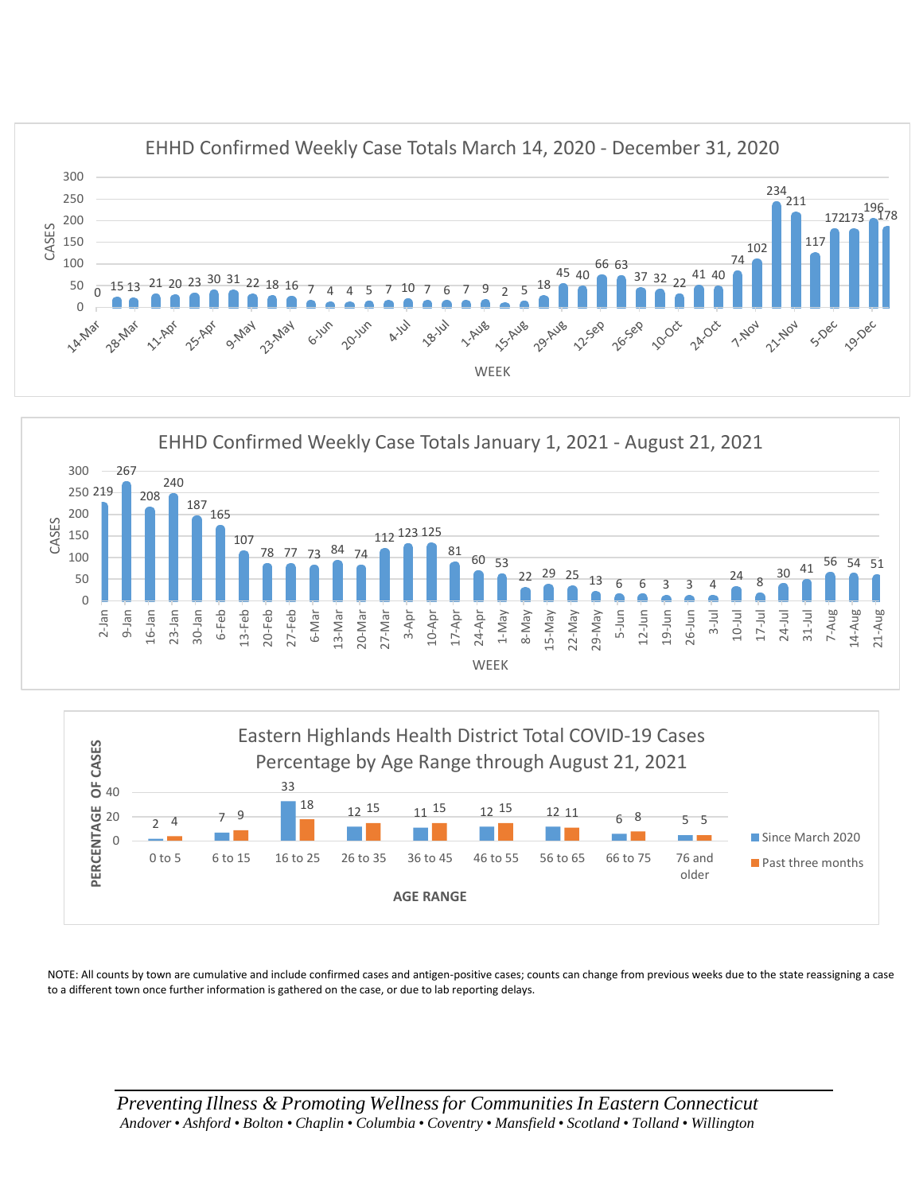EHHD Confirmed Weekly Case Totals March 14, 2020 - December 31, 2020

CASES

300
250
200
150
100
50
0

0 15 13 21 20 23 30 31 22 18 16 7 4 4 5 7 10 7 6 7 9 2 5 18 45 40 66 63 37 32 22 41 40 74 102 234 211 117 172 173 196 178

14-Mar 28-Mar 11-Apr 25-Apr 9-May 23-May 6-Jun 20-Jun 4-Jul 18-Jul 1-Aug 15-Aug 29-Aug 12-Sep 26-Sep 10-Oct 24-Oct 7-Nov 21-Nov 5-Dec 19-Dec

WEEK

EHHD Confirmed Weekly Case Totals January 1, 2021 - August 21, 2021

CASES

300
250
200
150
100
50
0

219 267 208 240 187 165 107 78 77 73 84 74 112 123 125 81 60 53 22 29 25 13 6 6 3 3 4 24 8 30 41 56 54 51

2-Jan 9-Jan 16-Jan 23-Jan 30-Jan 6-Feb 13-Feb 20-Feb 27-Feb 6-Mar 13-Mar 20-Mar 27-Mar 3-Apr 10-Apr 17-Apr 24-Apr 1-May 8-May 15-May 22-May 29-May 5-Jun 12-Jun 19-Jun 26-Jun 3-Jul 10-Jul 17-Jul 24-Jul 31-Jul 7-Aug 14-Aug 21-Aug

WEEK

Eastern Highlands Health District Total COVID-19 Cases Percentage by Age Range through August 21, 2021

PERCENTAGE OF CASES

40
20
0

2 4 | 7 9 | 33 18 | 12 15 | 11 15 | 12 15 | 12 11 | 6 8 | 5 5

0 to 5 | 6 to 15 | 16 to 25 | 26 to 35 | 36 to 45 | 46 to 55 | 56 to 65 | 66 to 75 | 76 and older

AGE RANGE

Since March 2020
Past three months

NOTE: All counts by town are cumulative and include confirmed cases and antigen-positive cases; counts can change from previous weeks due to the state reassigning a case to a different town once further information is gathered on the case, or due to lab reporting delays.

*Preventing Illness & Promoting Wellness for Communities In Eastern Connecticut*
*Andover • Ashford • Bolton • Chaplin • Columbia • Coventry • Mansfield • Scotland • Tolland • Willington*